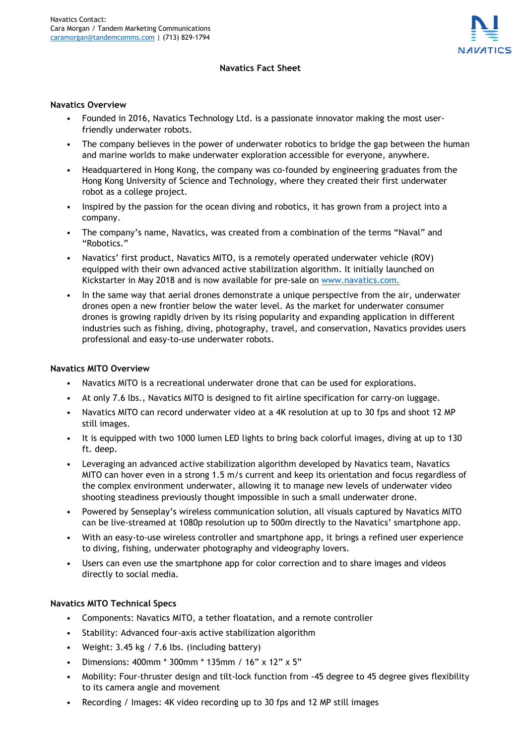Navatics Contact:
Cara Morgan / Tandem Marketing Communications
caramorgan@tandemcomms.com | (713) 829-1794

NAVATICS

**Navatics Fact Sheet**

**Navatics Overview**

- Founded in 2016, Navatics Technology Ltd. is a passionate innovator making the most user-friendly underwater robots.
- The company believes in the power of underwater robotics to bridge the gap between the human and marine worlds to make underwater exploration accessible for everyone, anywhere.
- Headquartered in Hong Kong, the company was co-founded by engineering graduates from the Hong Kong University of Science and Technology, where they created their first underwater robot as a college project.
- Inspired by the passion for the ocean diving and robotics, it has grown from a project into a company.
- The company's name, Navatics, was created from a combination of the terms "Naval" and "Robotics."
- Navatics' first product, Navatics MITO, is a remotely operated underwater vehicle (ROV) equipped with their own advanced active stabilization algorithm. It initially launched on Kickstarter in May 2018 and is now available for pre-sale on www.navatics.com.
- In the same way that aerial drones demonstrate a unique perspective from the air, underwater drones open a new frontier below the water level. As the market for underwater consumer drones is growing rapidly driven by its rising popularity and expanding application in different industries such as fishing, diving, photography, travel, and conservation, Navatics provides users professional and easy-to-use underwater robots.

**Navatics MITO Overview**

- Navatics MITO is a recreational underwater drone that can be used for explorations.
- At only 7.6 lbs., Navatics MITO is designed to fit airline specification for carry-on luggage.
- Navatics MITO can record underwater video at a 4K resolution at up to 30 fps and shoot 12 MP still images.
- It is equipped with two 1000 lumen LED lights to bring back colorful images, diving at up to 130 ft. deep.
- Leveraging an advanced active stabilization algorithm developed by Navatics team, Navatics MITO can hover even in a strong 1.5 m/s current and keep its orientation and focus regardless of the complex environment underwater, allowing it to manage new levels of underwater video shooting steadiness previously thought impossible in such a small underwater drone.
- Powered by Senseplay's wireless communication solution, all visuals captured by Navatics MITO can be live-streamed at 1080p resolution up to 500m directly to the Navatics' smartphone app.
- With an easy-to-use wireless controller and smartphone app, it brings a refined user experience to diving, fishing, underwater photography and videography lovers.
- Users can even use the smartphone app for color correction and to share images and videos directly to social media.

**Navatics MITO Technical Specs**

- Components: Navatics MITO, a tether floatation, and a remote controller
- Stability: Advanced four-axis active stabilization algorithm
- Weight: 3.45 kg / 7.6 lbs. (including battery)
- Dimensions: 400mm * 300mm * 135mm / 16" x 12" x 5"
- Mobility: Four-thruster design and tilt-lock function from -45 degree to 45 degree gives flexibility to its camera angle and movement
- Recording / Images: 4K video recording up to 30 fps and 12 MP still images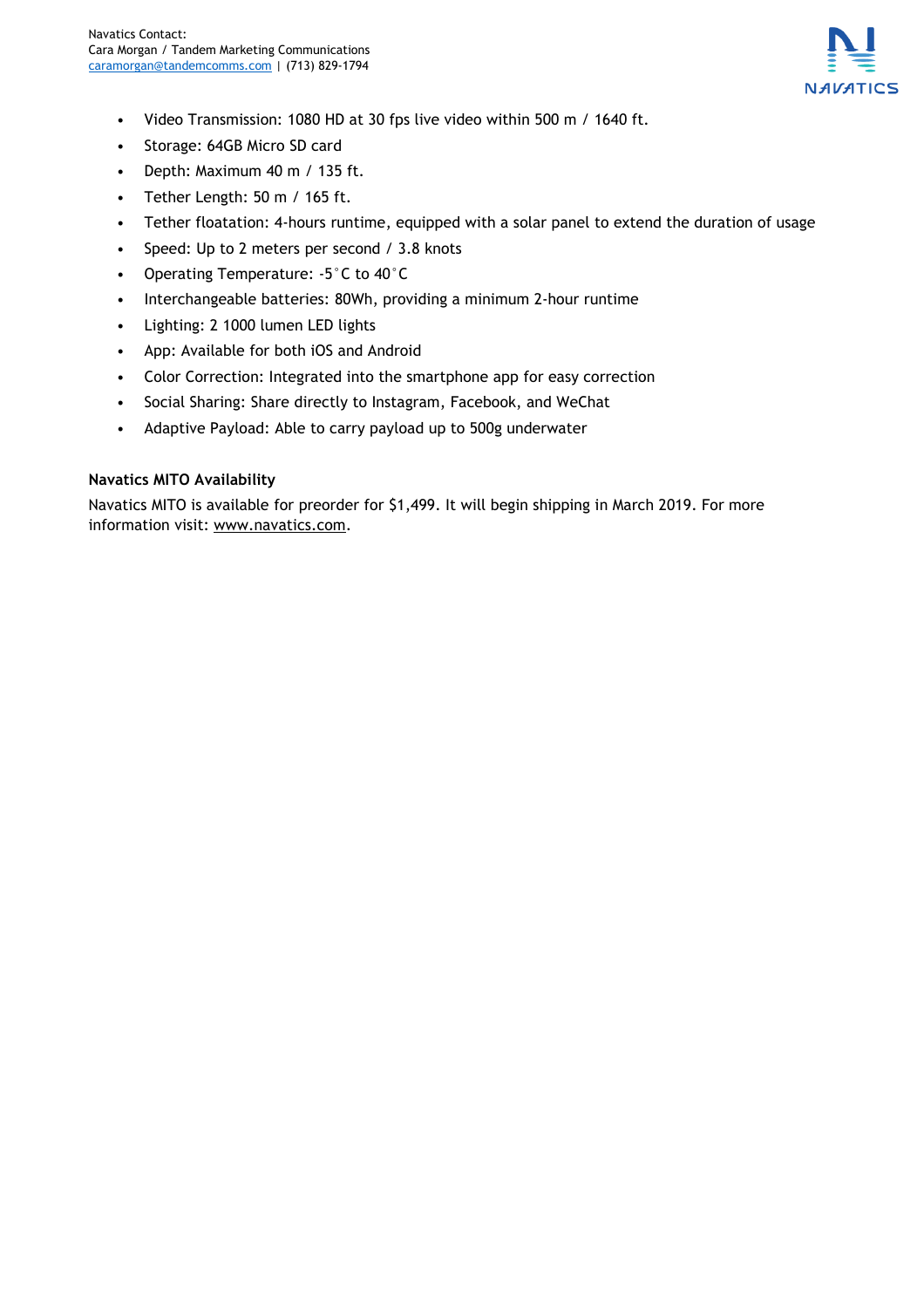- Video Transmission: 1080 HD at 30 fps live video within 500 m / 1640 ft.
- Storage: 64GB Micro SD card
- Depth: Maximum 40 m / 135 ft.
- Tether Length: 50 m / 165 ft.
- Tether floatation: 4-hours runtime, equipped with a solar panel to extend the duration of usage
- Speed: Up to 2 meters per second / 3.8 knots
- Operating Temperature: -5˚C to 40˚C
- Interchangeable batteries: 80Wh, providing a minimum 2-hour runtime
- Lighting: 2 1000 lumen LED lights
- App: Available for both iOS and Android
- Color Correction: Integrated into the smartphone app for easy correction
- Social Sharing: Share directly to Instagram, Facebook, and WeChat
- Adaptive Payload: Able to carry payload up to 500g underwater

**Navatics MITO Availability**

Navatics MITO is available for preorder for $1,499. It will begin shipping in March 2019. For more information visit: www.navatics.com.